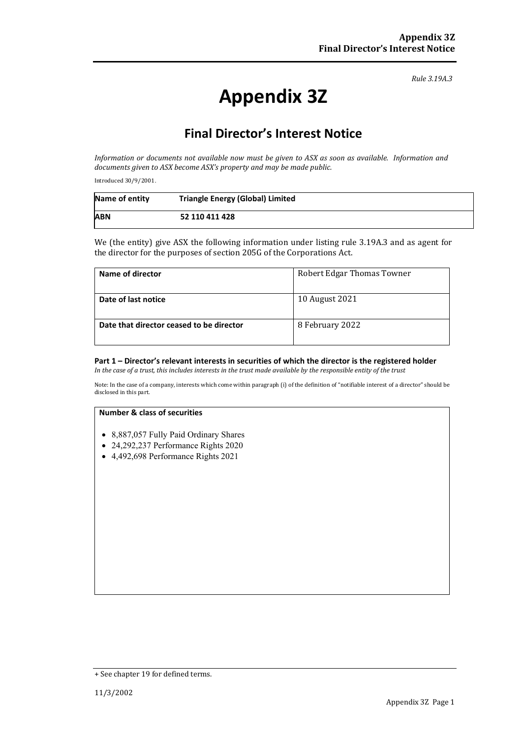*Rule 3.19A.3*

# Appendix 3Z

## Final Director's Interest Notice

*Information or documents not available now must be given to ASX as soon as available. Information and documents given to ASX become ASX's property and may be made public.*

Introduced 30/9/2001.

| **Name of entity** | **Triangle Energy (Global) Limited** |
|---|---|
| **ABN** | **52 110 411 428** |

We (the entity) give ASX the following information under listing rule 3.19A.3 and as agent for the director for the purposes of section 205G of the Corporations Act.

| **Name of director** | Robert Edgar Thomas Towner |
|---|---|
| **Date of last notice** | 10 August 2021 |
| **Date that director ceased to be director** | 8 February 2022 |

### Part 1 – Director's relevant interests in securities of which the director is the registered holder

*In the case of a trust, this includes interests in the trust made available by the responsible entity of the trust*

Note: In the case of a company, interests which come within paragraph (i) of the definition of "notifiable interest of a director" should be disclosed in this part.

| **Number & class of securities** |
|---|
| • 8,887,057 Fully Paid Ordinary Shares<br>• 24,292,237 Performance Rights 2020<br>• 4,492,698 Performance Rights 2021 |

+ See chapter 19 for defined terms.

11/3/2002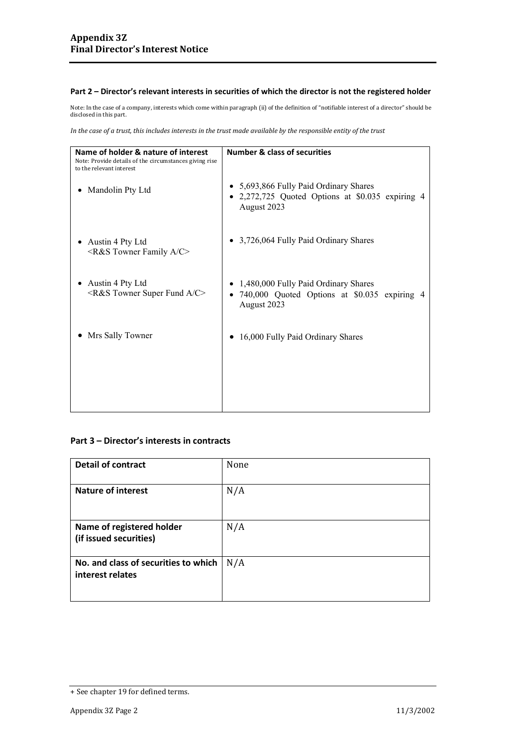## Part 2 – Director's relevant interests in securities of which the director is not the registered holder

Note: In the case of a company, interests which come within paragraph (ii) of the definition of "notifiable interest of a director" should be disclosed in this part.

*In the case of a trust, this includes interests in the trust made available by the responsible entity of the trust*

| **Name of holder & nature of interest**<br>Note: Provide details of the circumstances giving rise to the relevant interest | **Number & class of securities** |
|---|---|
| • Mandolin Pty Ltd | • 5,693,866 Fully Paid Ordinary Shares<br>• 2,272,725 Quoted Options at $0.035 expiring 4 August 2023 |
| • Austin 4 Pty Ltd <R&S Towner Family A/C> | • 3,726,064 Fully Paid Ordinary Shares |
| • Austin 4 Pty Ltd <R&S Towner Super Fund A/C> | • 1,480,000 Fully Paid Ordinary Shares<br>• 740,000 Quoted Options at $0.035 expiring 4 August 2023 |
| • Mrs Sally Towner | • 16,000 Fully Paid Ordinary Shares |

## Part 3 – Director's interests in contracts

| | |
|---|---|
| **Detail of contract** | None |
| **Nature of interest** | N/A |
| **Name of registered holder (if issued securities)** | N/A |
| **No. and class of securities to which interest relates** | N/A |

+ See chapter 19 for defined terms.